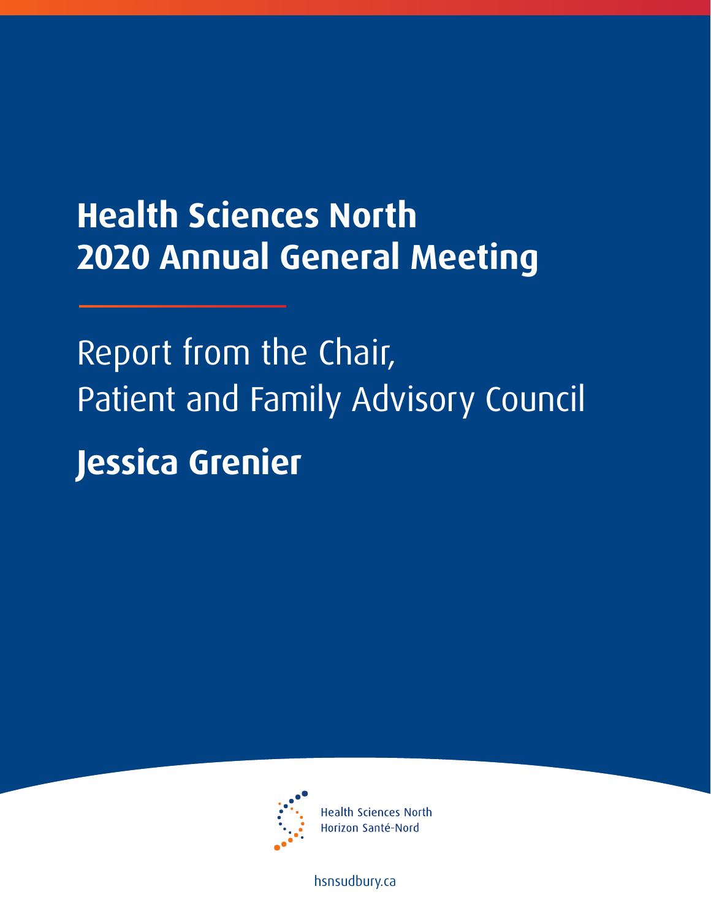# Health Sciences North 2020 Annual General Meeting

## Report from the Chair, Patient and Family Advisory Council

## Jessica Grenier

Health Sciences North
Horizon Santé-Nord

hsnsudbury.ca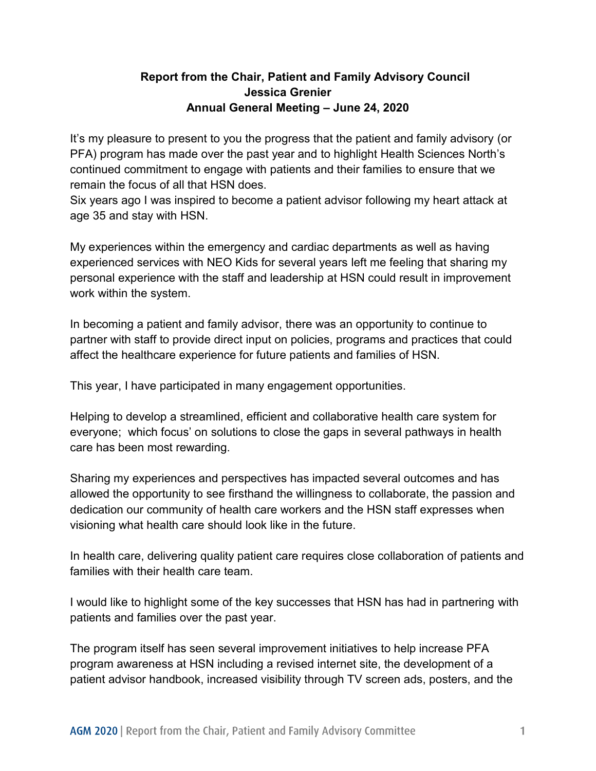**Report from the Chair, Patient and Family Advisory Council**
**Jessica Grenier**
**Annual General Meeting – June 24, 2020**

It's my pleasure to present to you the progress that the patient and family advisory (or PFA) program has made over the past year and to highlight Health Sciences North's continued commitment to engage with patients and their families to ensure that we remain the focus of all that HSN does.
Six years ago I was inspired to become a patient advisor following my heart attack at age 35 and stay with HSN.

My experiences within the emergency and cardiac departments as well as having experienced services with NEO Kids for several years left me feeling that sharing my personal experience with the staff and leadership at HSN could result in improvement work within the system.

In becoming a patient and family advisor, there was an opportunity to continue to partner with staff to provide direct input on policies, programs and practices that could affect the healthcare experience for future patients and families of HSN.

This year, I have participated in many engagement opportunities.

Helping to develop a streamlined, efficient and collaborative health care system for everyone;  which focus' on solutions to close the gaps in several pathways in health care has been most rewarding.

Sharing my experiences and perspectives has impacted several outcomes and has allowed the opportunity to see firsthand the willingness to collaborate, the passion and dedication our community of health care workers and the HSN staff expresses when visioning what health care should look like in the future.

In health care, delivering quality patient care requires close collaboration of patients and families with their health care team.

I would like to highlight some of the key successes that HSN has had in partnering with patients and families over the past year.

The program itself has seen several improvement initiatives to help increase PFA program awareness at HSN including a revised internet site, the development of a patient advisor handbook, increased visibility through TV screen ads, posters, and the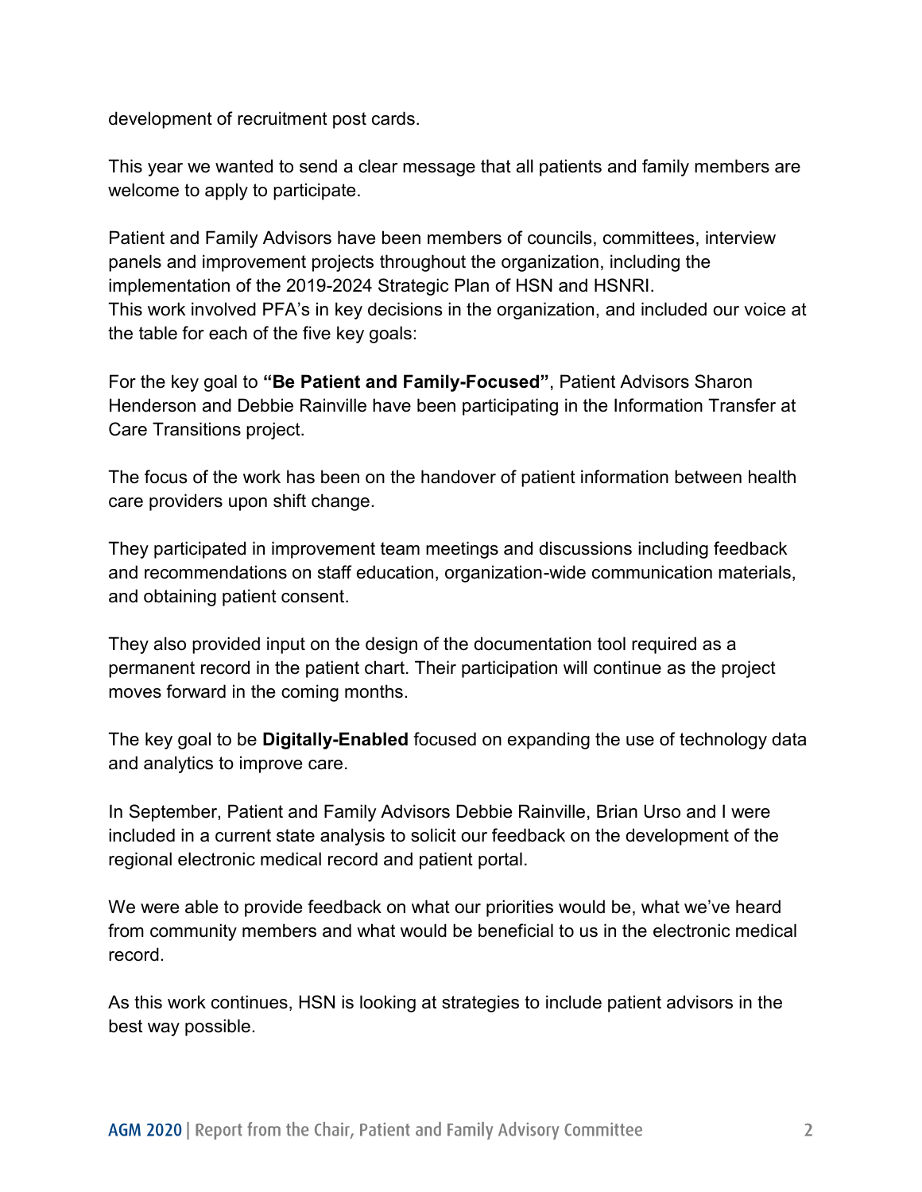development of recruitment post cards.

This year we wanted to send a clear message that all patients and family members are welcome to apply to participate.

Patient and Family Advisors have been members of councils, committees, interview panels and improvement projects throughout the organization, including the implementation of the 2019-2024 Strategic Plan of HSN and HSNRI.
This work involved PFA's in key decisions in the organization, and included our voice at the table for each of the five key goals:

For the key goal to **"Be Patient and Family-Focused"**, Patient Advisors Sharon Henderson and Debbie Rainville have been participating in the Information Transfer at Care Transitions project.

The focus of the work has been on the handover of patient information between health care providers upon shift change.

They participated in improvement team meetings and discussions including feedback and recommendations on staff education, organization-wide communication materials, and obtaining patient consent.

They also provided input on the design of the documentation tool required as a permanent record in the patient chart. Their participation will continue as the project moves forward in the coming months.

The key goal to be **Digitally-Enabled** focused on expanding the use of technology data and analytics to improve care.

In September, Patient and Family Advisors Debbie Rainville, Brian Urso and I were included in a current state analysis to solicit our feedback on the development of the regional electronic medical record and patient portal.

We were able to provide feedback on what our priorities would be, what we've heard from community members and what would be beneficial to us in the electronic medical record.

As this work continues, HSN is looking at strategies to include patient advisors in the best way possible.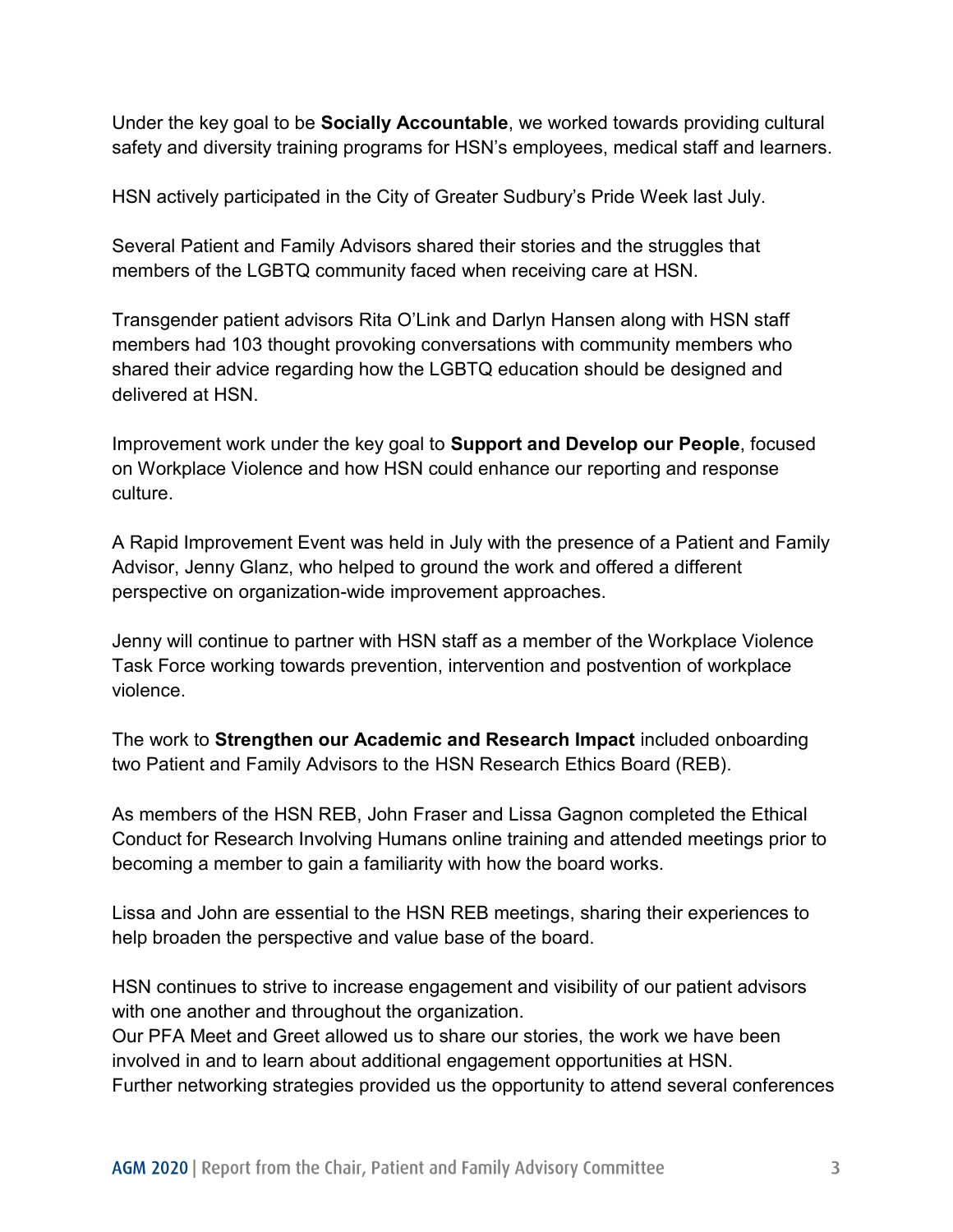Under the key goal to be **Socially Accountable**, we worked towards providing cultural safety and diversity training programs for HSN's employees, medical staff and learners.

HSN actively participated in the City of Greater Sudbury's Pride Week last July.

Several Patient and Family Advisors shared their stories and the struggles that members of the LGBTQ community faced when receiving care at HSN.

Transgender patient advisors Rita O'Link and Darlyn Hansen along with HSN staff members had 103 thought provoking conversations with community members who shared their advice regarding how the LGBTQ education should be designed and delivered at HSN.

Improvement work under the key goal to **Support and Develop our People**, focused on Workplace Violence and how HSN could enhance our reporting and response culture.

A Rapid Improvement Event was held in July with the presence of a Patient and Family Advisor, Jenny Glanz, who helped to ground the work and offered a different perspective on organization-wide improvement approaches.

Jenny will continue to partner with HSN staff as a member of the Workplace Violence Task Force working towards prevention, intervention and postvention of workplace violence.

The work to **Strengthen our Academic and Research Impact** included onboarding two Patient and Family Advisors to the HSN Research Ethics Board (REB).

As members of the HSN REB, John Fraser and Lissa Gagnon completed the Ethical Conduct for Research Involving Humans online training and attended meetings prior to becoming a member to gain a familiarity with how the board works.

Lissa and John are essential to the HSN REB meetings, sharing their experiences to help broaden the perspective and value base of the board.

HSN continues to strive to increase engagement and visibility of our patient advisors with one another and throughout the organization.
Our PFA Meet and Greet allowed us to share our stories, the work we have been involved in and to learn about additional engagement opportunities at HSN.
Further networking strategies provided us the opportunity to attend several conferences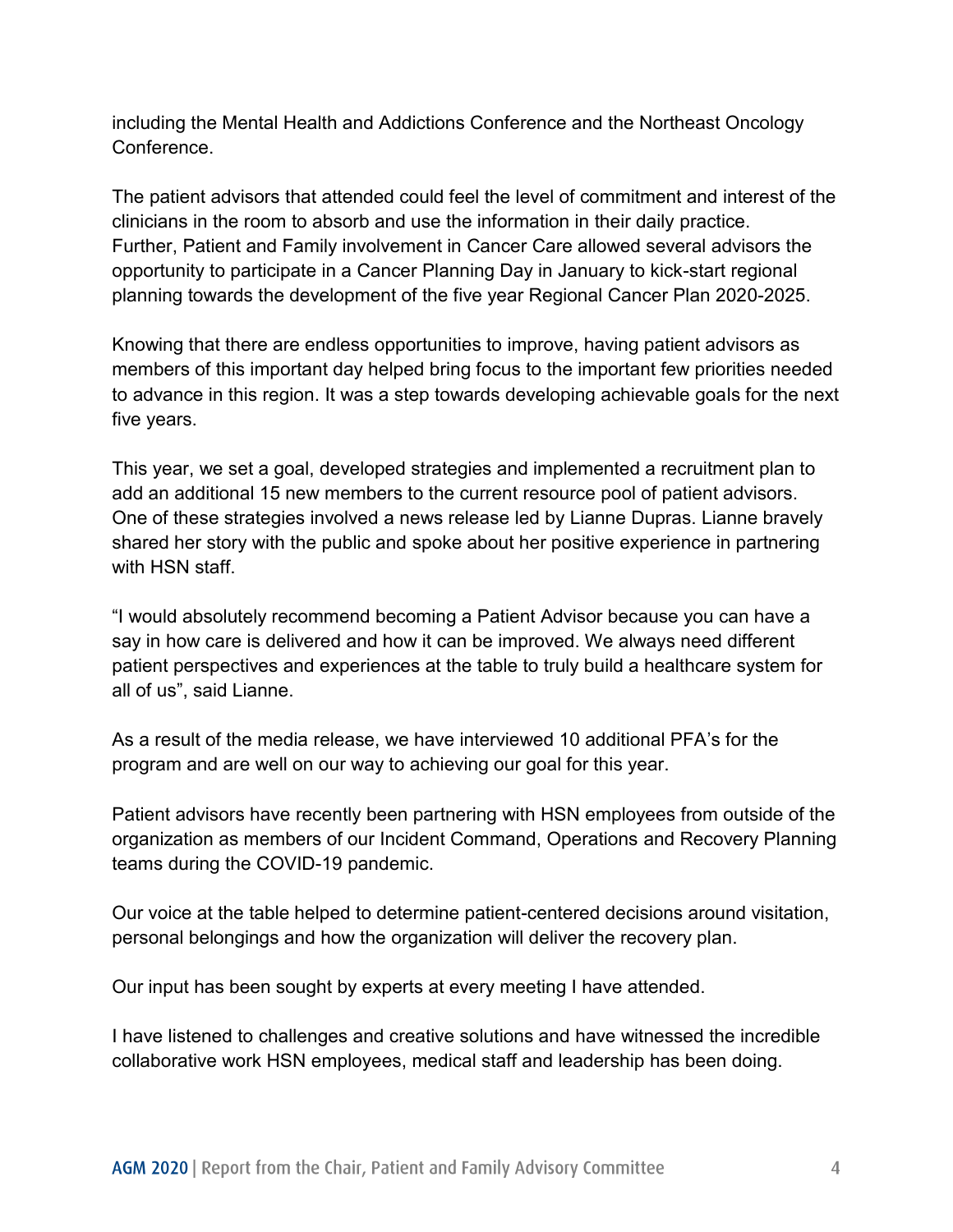including the Mental Health and Addictions Conference and the Northeast Oncology Conference.

The patient advisors that attended could feel the level of commitment and interest of the clinicians in the room to absorb and use the information in their daily practice. Further, Patient and Family involvement in Cancer Care allowed several advisors the opportunity to participate in a Cancer Planning Day in January to kick-start regional planning towards the development of the five year Regional Cancer Plan 2020-2025.

Knowing that there are endless opportunities to improve, having patient advisors as members of this important day helped bring focus to the important few priorities needed to advance in this region. It was a step towards developing achievable goals for the next five years.

This year, we set a goal, developed strategies and implemented a recruitment plan to add an additional 15 new members to the current resource pool of patient advisors. One of these strategies involved a news release led by Lianne Dupras. Lianne bravely shared her story with the public and spoke about her positive experience in partnering with HSN staff.

“I would absolutely recommend becoming a Patient Advisor because you can have a say in how care is delivered and how it can be improved. We always need different patient perspectives and experiences at the table to truly build a healthcare system for all of us”, said Lianne.

As a result of the media release, we have interviewed 10 additional PFA’s for the program and are well on our way to achieving our goal for this year.

Patient advisors have recently been partnering with HSN employees from outside of the organization as members of our Incident Command, Operations and Recovery Planning teams during the COVID-19 pandemic.

Our voice at the table helped to determine patient-centered decisions around visitation, personal belongings and how the organization will deliver the recovery plan.

Our input has been sought by experts at every meeting I have attended.

I have listened to challenges and creative solutions and have witnessed the incredible collaborative work HSN employees, medical staff and leadership has been doing.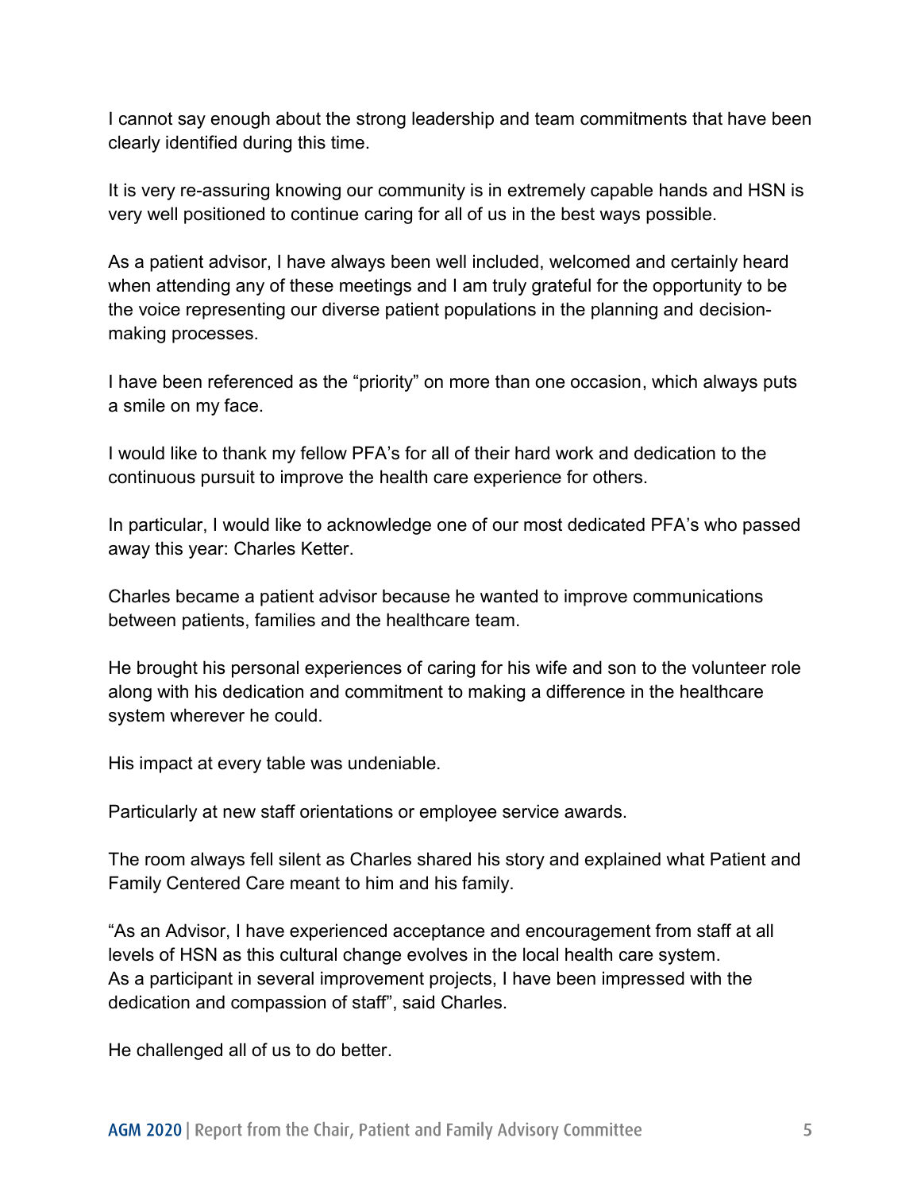I cannot say enough about the strong leadership and team commitments that have been clearly identified during this time.

It is very re-assuring knowing our community is in extremely capable hands and HSN is very well positioned to continue caring for all of us in the best ways possible.

As a patient advisor, I have always been well included, welcomed and certainly heard when attending any of these meetings and I am truly grateful for the opportunity to be the voice representing our diverse patient populations in the planning and decision-making processes.

I have been referenced as the "priority" on more than one occasion, which always puts a smile on my face.

I would like to thank my fellow PFA's for all of their hard work and dedication to the continuous pursuit to improve the health care experience for others.

In particular, I would like to acknowledge one of our most dedicated PFA's who passed away this year: Charles Ketter.

Charles became a patient advisor because he wanted to improve communications between patients, families and the healthcare team.

He brought his personal experiences of caring for his wife and son to the volunteer role along with his dedication and commitment to making a difference in the healthcare system wherever he could.

His impact at every table was undeniable.

Particularly at new staff orientations or employee service awards.

The room always fell silent as Charles shared his story and explained what Patient and Family Centered Care meant to him and his family.

"As an Advisor, I have experienced acceptance and encouragement from staff at all levels of HSN as this cultural change evolves in the local health care system.
As a participant in several improvement projects, I have been impressed with the dedication and compassion of staff", said Charles.

He challenged all of us to do better.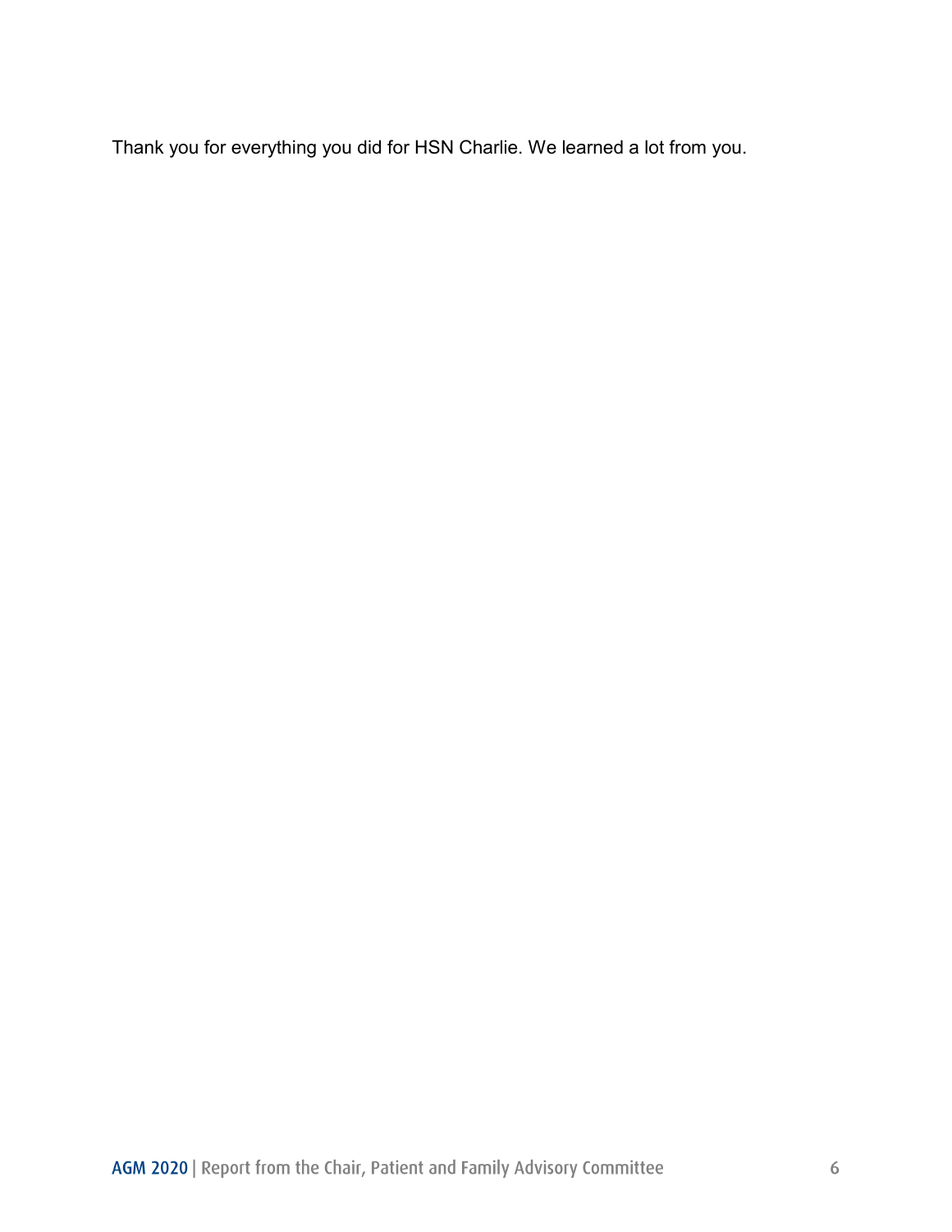Thank you for everything you did for HSN Charlie. We learned a lot from you.